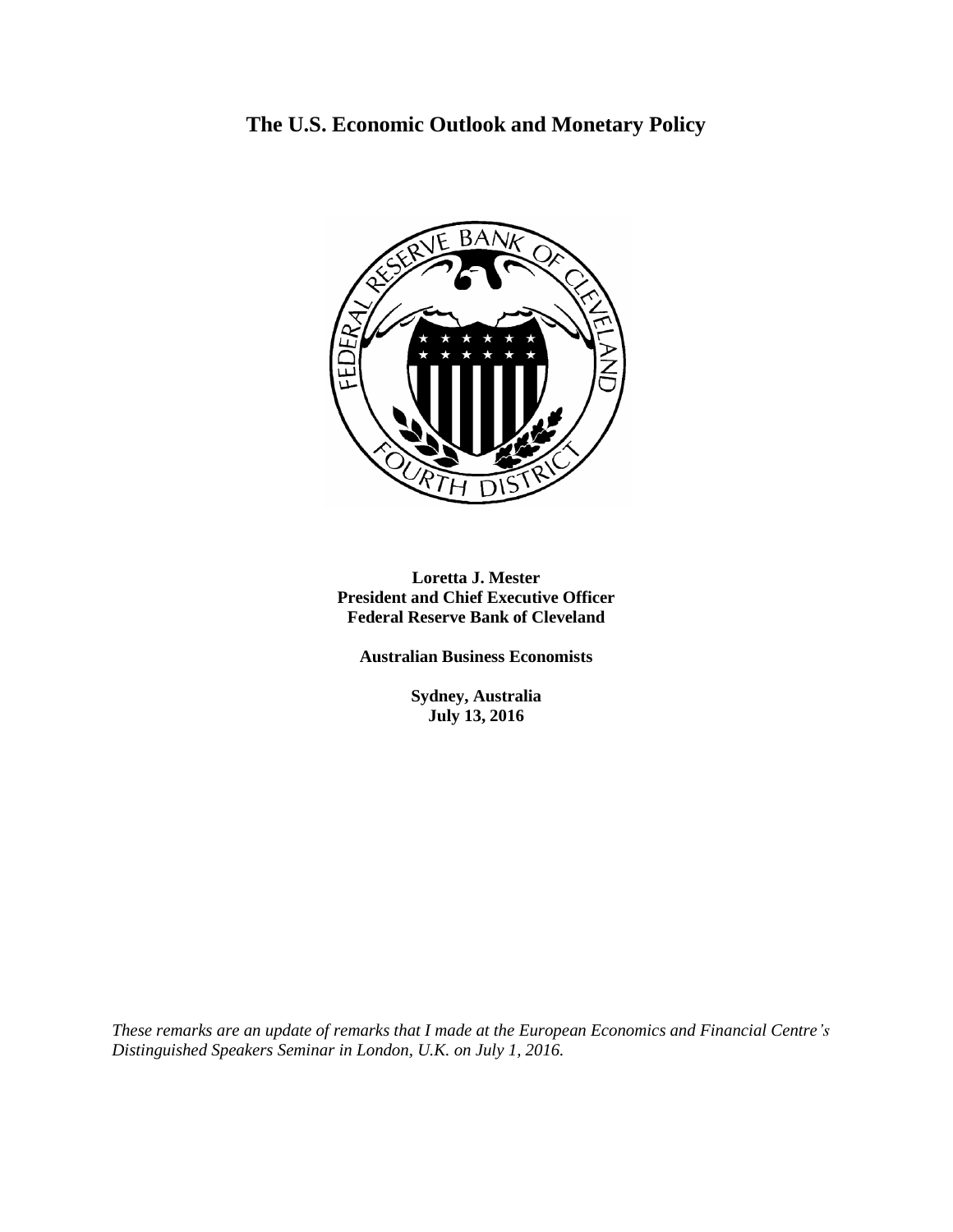# The U.S. Economic Outlook and Monetary Policy

**Loretta J. Mester**
**President and Chief Executive Officer**
**Federal Reserve Bank of Cleveland**

**Australian Business Economists**

**Sydney, Australia**
**July 13, 2016**

*These remarks are an update of remarks that I made at the European Economics and Financial Centre's Distinguished Speakers Seminar in London, U.K. on July 1, 2016.*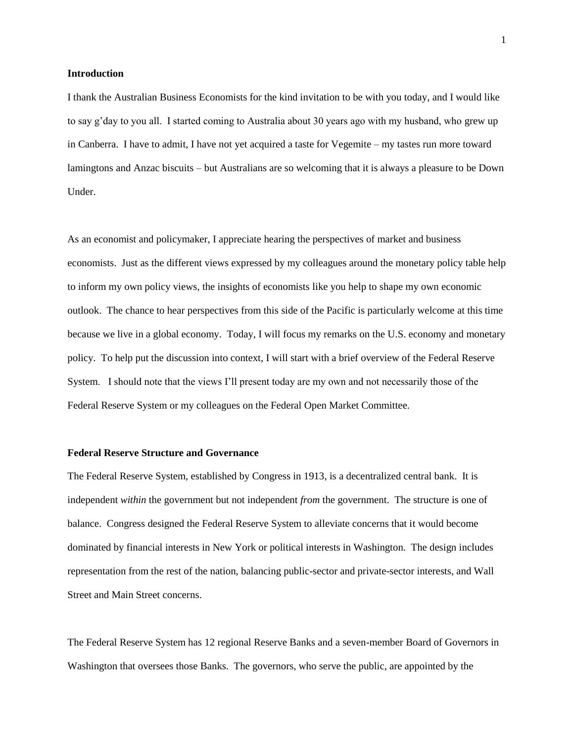## Introduction

I thank the Australian Business Economists for the kind invitation to be with you today, and I would like to say g'day to you all. I started coming to Australia about 30 years ago with my husband, who grew up in Canberra. I have to admit, I have not yet acquired a taste for Vegemite – my tastes run more toward lamingtons and Anzac biscuits – but Australians are so welcoming that it is always a pleasure to be Down Under.

As an economist and policymaker, I appreciate hearing the perspectives of market and business economists. Just as the different views expressed by my colleagues around the monetary policy table help to inform my own policy views, the insights of economists like you help to shape my own economic outlook. The chance to hear perspectives from this side of the Pacific is particularly welcome at this time because we live in a global economy. Today, I will focus my remarks on the U.S. economy and monetary policy. To help put the discussion into context, I will start with a brief overview of the Federal Reserve System. I should note that the views I'll present today are my own and not necessarily those of the Federal Reserve System or my colleagues on the Federal Open Market Committee.

## Federal Reserve Structure and Governance

The Federal Reserve System, established by Congress in 1913, is a decentralized central bank. It is independent *within* the government but not independent *from* the government. The structure is one of balance. Congress designed the Federal Reserve System to alleviate concerns that it would become dominated by financial interests in New York or political interests in Washington. The design includes representation from the rest of the nation, balancing public-sector and private-sector interests, and Wall Street and Main Street concerns.

The Federal Reserve System has 12 regional Reserve Banks and a seven-member Board of Governors in Washington that oversees those Banks. The governors, who serve the public, are appointed by the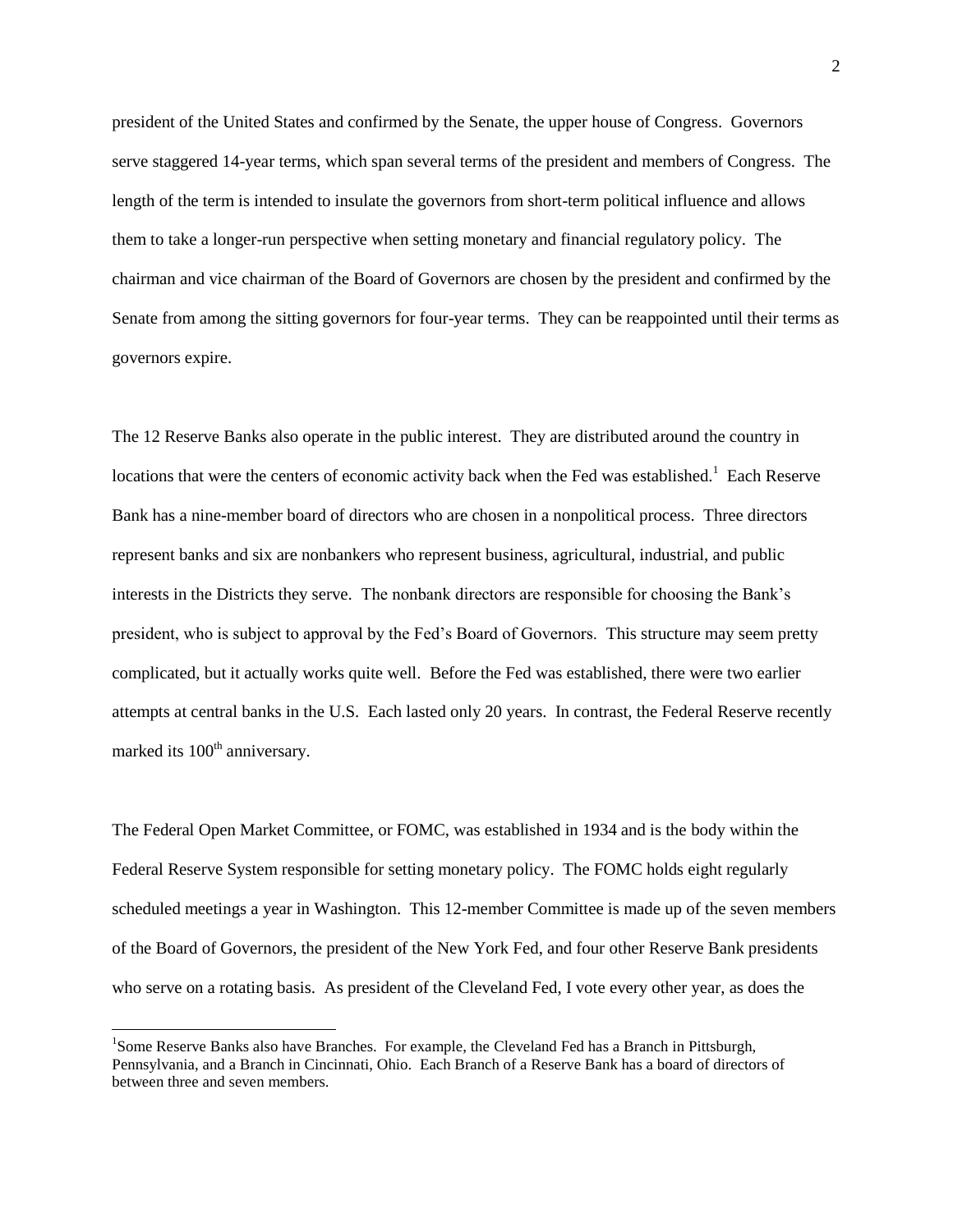president of the United States and confirmed by the Senate, the upper house of Congress. Governors serve staggered 14-year terms, which span several terms of the president and members of Congress. The length of the term is intended to insulate the governors from short-term political influence and allows them to take a longer-run perspective when setting monetary and financial regulatory policy. The chairman and vice chairman of the Board of Governors are chosen by the president and confirmed by the Senate from among the sitting governors for four-year terms. They can be reappointed until their terms as governors expire.

The 12 Reserve Banks also operate in the public interest. They are distributed around the country in locations that were the centers of economic activity back when the Fed was established.[1] Each Reserve Bank has a nine-member board of directors who are chosen in a nonpolitical process. Three directors represent banks and six are nonbankers who represent business, agricultural, industrial, and public interests in the Districts they serve. The nonbank directors are responsible for choosing the Bank's president, who is subject to approval by the Fed's Board of Governors. This structure may seem pretty complicated, but it actually works quite well. Before the Fed was established, there were two earlier attempts at central banks in the U.S. Each lasted only 20 years. In contrast, the Federal Reserve recently marked its 100th anniversary.

The Federal Open Market Committee, or FOMC, was established in 1934 and is the body within the Federal Reserve System responsible for setting monetary policy. The FOMC holds eight regularly scheduled meetings a year in Washington. This 12-member Committee is made up of the seven members of the Board of Governors, the president of the New York Fed, and four other Reserve Bank presidents who serve on a rotating basis. As president of the Cleveland Fed, I vote every other year, as does the

[1] Some Reserve Banks also have Branches. For example, the Cleveland Fed has a Branch in Pittsburgh, Pennsylvania, and a Branch in Cincinnati, Ohio. Each Branch of a Reserve Bank has a board of directors of between three and seven members.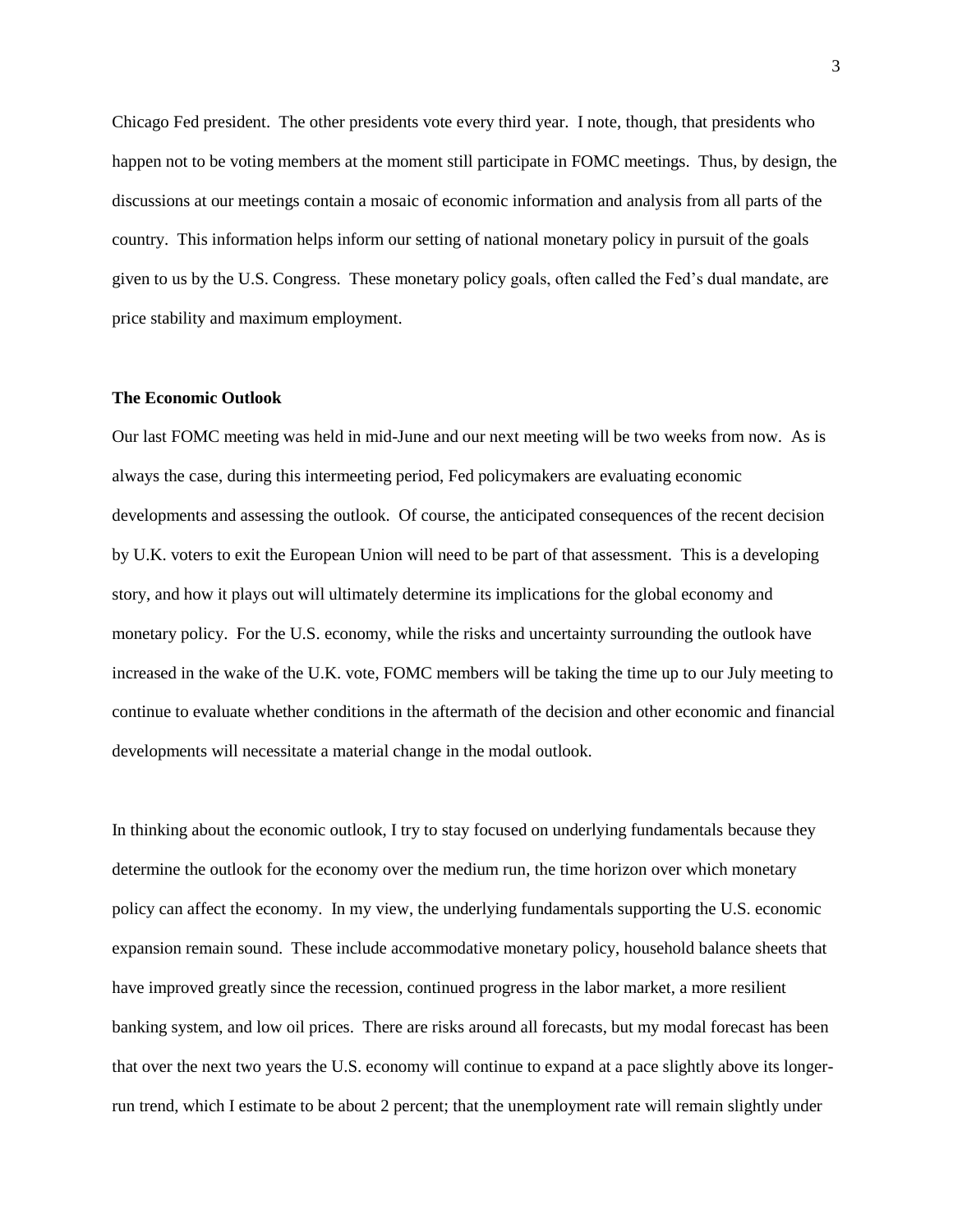Chicago Fed president. The other presidents vote every third year. I note, though, that presidents who happen not to be voting members at the moment still participate in FOMC meetings. Thus, by design, the discussions at our meetings contain a mosaic of economic information and analysis from all parts of the country. This information helps inform our setting of national monetary policy in pursuit of the goals given to us by the U.S. Congress. These monetary policy goals, often called the Fed's dual mandate, are price stability and maximum employment.

**The Economic Outlook**

Our last FOMC meeting was held in mid-June and our next meeting will be two weeks from now. As is always the case, during this intermeeting period, Fed policymakers are evaluating economic developments and assessing the outlook. Of course, the anticipated consequences of the recent decision by U.K. voters to exit the European Union will need to be part of that assessment. This is a developing story, and how it plays out will ultimately determine its implications for the global economy and monetary policy. For the U.S. economy, while the risks and uncertainty surrounding the outlook have increased in the wake of the U.K. vote, FOMC members will be taking the time up to our July meeting to continue to evaluate whether conditions in the aftermath of the decision and other economic and financial developments will necessitate a material change in the modal outlook.

In thinking about the economic outlook, I try to stay focused on underlying fundamentals because they determine the outlook for the economy over the medium run, the time horizon over which monetary policy can affect the economy. In my view, the underlying fundamentals supporting the U.S. economic expansion remain sound. These include accommodative monetary policy, household balance sheets that have improved greatly since the recession, continued progress in the labor market, a more resilient banking system, and low oil prices. There are risks around all forecasts, but my modal forecast has been that over the next two years the U.S. economy will continue to expand at a pace slightly above its longer-run trend, which I estimate to be about 2 percent; that the unemployment rate will remain slightly under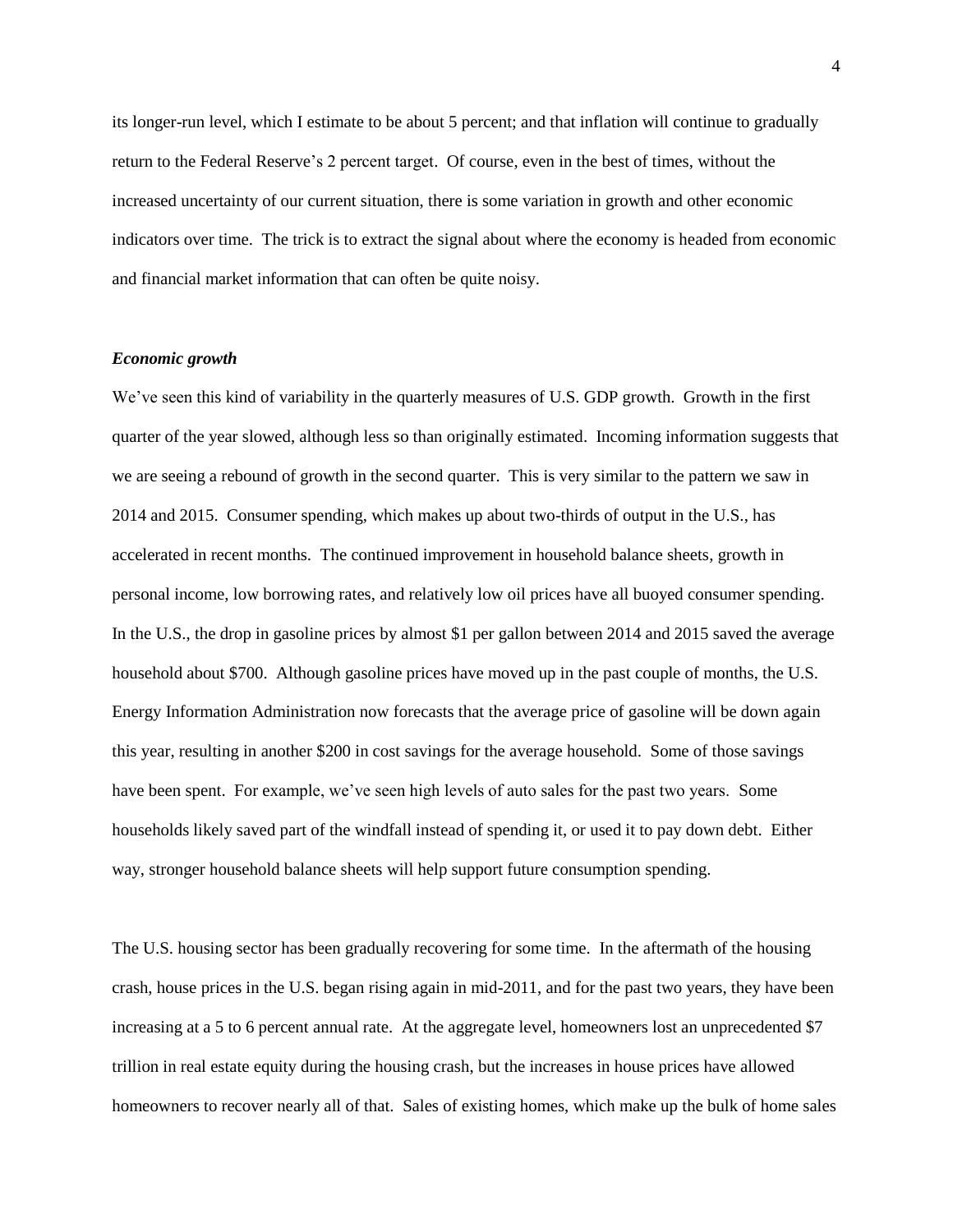its longer-run level, which I estimate to be about 5 percent; and that inflation will continue to gradually return to the Federal Reserve's 2 percent target. Of course, even in the best of times, without the increased uncertainty of our current situation, there is some variation in growth and other economic indicators over time. The trick is to extract the signal about where the economy is headed from economic and financial market information that can often be quite noisy.

***Economic growth***

We've seen this kind of variability in the quarterly measures of U.S. GDP growth. Growth in the first quarter of the year slowed, although less so than originally estimated. Incoming information suggests that we are seeing a rebound of growth in the second quarter. This is very similar to the pattern we saw in 2014 and 2015. Consumer spending, which makes up about two-thirds of output in the U.S., has accelerated in recent months. The continued improvement in household balance sheets, growth in personal income, low borrowing rates, and relatively low oil prices have all buoyed consumer spending. In the U.S., the drop in gasoline prices by almost $1 per gallon between 2014 and 2015 saved the average household about $700. Although gasoline prices have moved up in the past couple of months, the U.S. Energy Information Administration now forecasts that the average price of gasoline will be down again this year, resulting in another $200 in cost savings for the average household. Some of those savings have been spent. For example, we've seen high levels of auto sales for the past two years. Some households likely saved part of the windfall instead of spending it, or used it to pay down debt. Either way, stronger household balance sheets will help support future consumption spending.

The U.S. housing sector has been gradually recovering for some time. In the aftermath of the housing crash, house prices in the U.S. began rising again in mid-2011, and for the past two years, they have been increasing at a 5 to 6 percent annual rate. At the aggregate level, homeowners lost an unprecedented $7 trillion in real estate equity during the housing crash, but the increases in house prices have allowed homeowners to recover nearly all of that. Sales of existing homes, which make up the bulk of home sales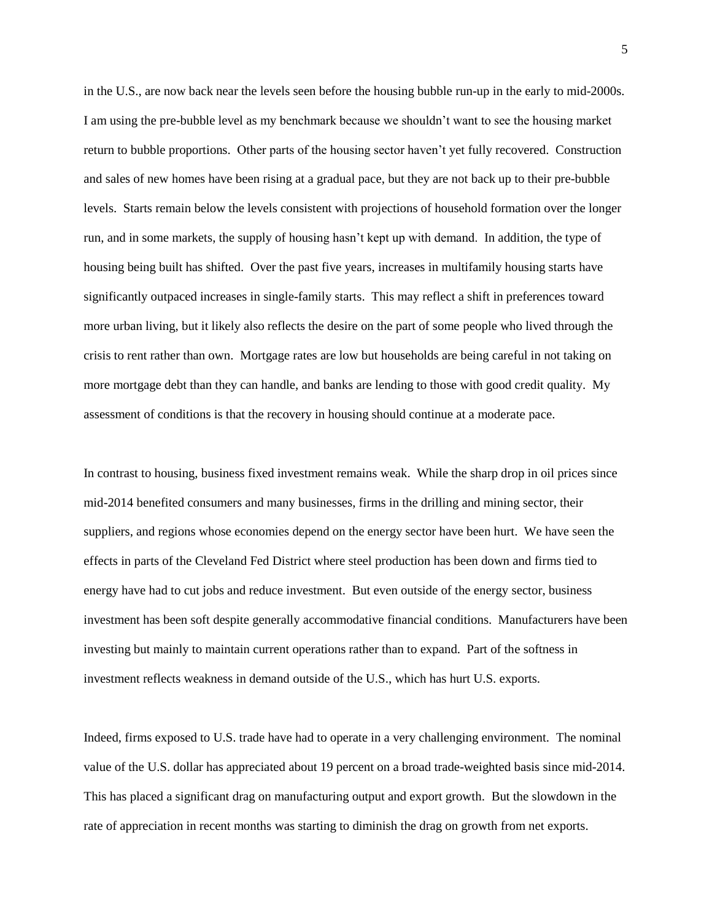in the U.S., are now back near the levels seen before the housing bubble run-up in the early to mid-2000s. I am using the pre-bubble level as my benchmark because we shouldn't want to see the housing market return to bubble proportions. Other parts of the housing sector haven't yet fully recovered. Construction and sales of new homes have been rising at a gradual pace, but they are not back up to their pre-bubble levels. Starts remain below the levels consistent with projections of household formation over the longer run, and in some markets, the supply of housing hasn't kept up with demand. In addition, the type of housing being built has shifted. Over the past five years, increases in multifamily housing starts have significantly outpaced increases in single-family starts. This may reflect a shift in preferences toward more urban living, but it likely also reflects the desire on the part of some people who lived through the crisis to rent rather than own. Mortgage rates are low but households are being careful in not taking on more mortgage debt than they can handle, and banks are lending to those with good credit quality. My assessment of conditions is that the recovery in housing should continue at a moderate pace.

In contrast to housing, business fixed investment remains weak. While the sharp drop in oil prices since mid-2014 benefited consumers and many businesses, firms in the drilling and mining sector, their suppliers, and regions whose economies depend on the energy sector have been hurt. We have seen the effects in parts of the Cleveland Fed District where steel production has been down and firms tied to energy have had to cut jobs and reduce investment. But even outside of the energy sector, business investment has been soft despite generally accommodative financial conditions. Manufacturers have been investing but mainly to maintain current operations rather than to expand. Part of the softness in investment reflects weakness in demand outside of the U.S., which has hurt U.S. exports.

Indeed, firms exposed to U.S. trade have had to operate in a very challenging environment. The nominal value of the U.S. dollar has appreciated about 19 percent on a broad trade-weighted basis since mid-2014. This has placed a significant drag on manufacturing output and export growth. But the slowdown in the rate of appreciation in recent months was starting to diminish the drag on growth from net exports.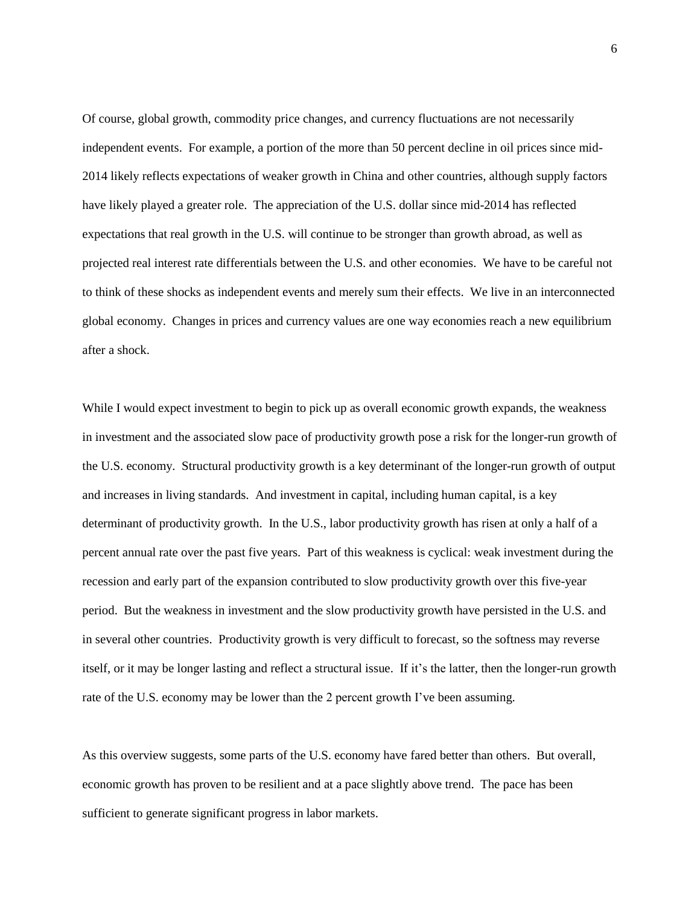Of course, global growth, commodity price changes, and currency fluctuations are not necessarily independent events. For example, a portion of the more than 50 percent decline in oil prices since mid-2014 likely reflects expectations of weaker growth in China and other countries, although supply factors have likely played a greater role. The appreciation of the U.S. dollar since mid-2014 has reflected expectations that real growth in the U.S. will continue to be stronger than growth abroad, as well as projected real interest rate differentials between the U.S. and other economies. We have to be careful not to think of these shocks as independent events and merely sum their effects. We live in an interconnected global economy. Changes in prices and currency values are one way economies reach a new equilibrium after a shock.

While I would expect investment to begin to pick up as overall economic growth expands, the weakness in investment and the associated slow pace of productivity growth pose a risk for the longer-run growth of the U.S. economy. Structural productivity growth is a key determinant of the longer-run growth of output and increases in living standards. And investment in capital, including human capital, is a key determinant of productivity growth. In the U.S., labor productivity growth has risen at only a half of a percent annual rate over the past five years. Part of this weakness is cyclical: weak investment during the recession and early part of the expansion contributed to slow productivity growth over this five-year period. But the weakness in investment and the slow productivity growth have persisted in the U.S. and in several other countries. Productivity growth is very difficult to forecast, so the softness may reverse itself, or it may be longer lasting and reflect a structural issue. If it's the latter, then the longer-run growth rate of the U.S. economy may be lower than the 2 percent growth I've been assuming.

As this overview suggests, some parts of the U.S. economy have fared better than others. But overall, economic growth has proven to be resilient and at a pace slightly above trend. The pace has been sufficient to generate significant progress in labor markets.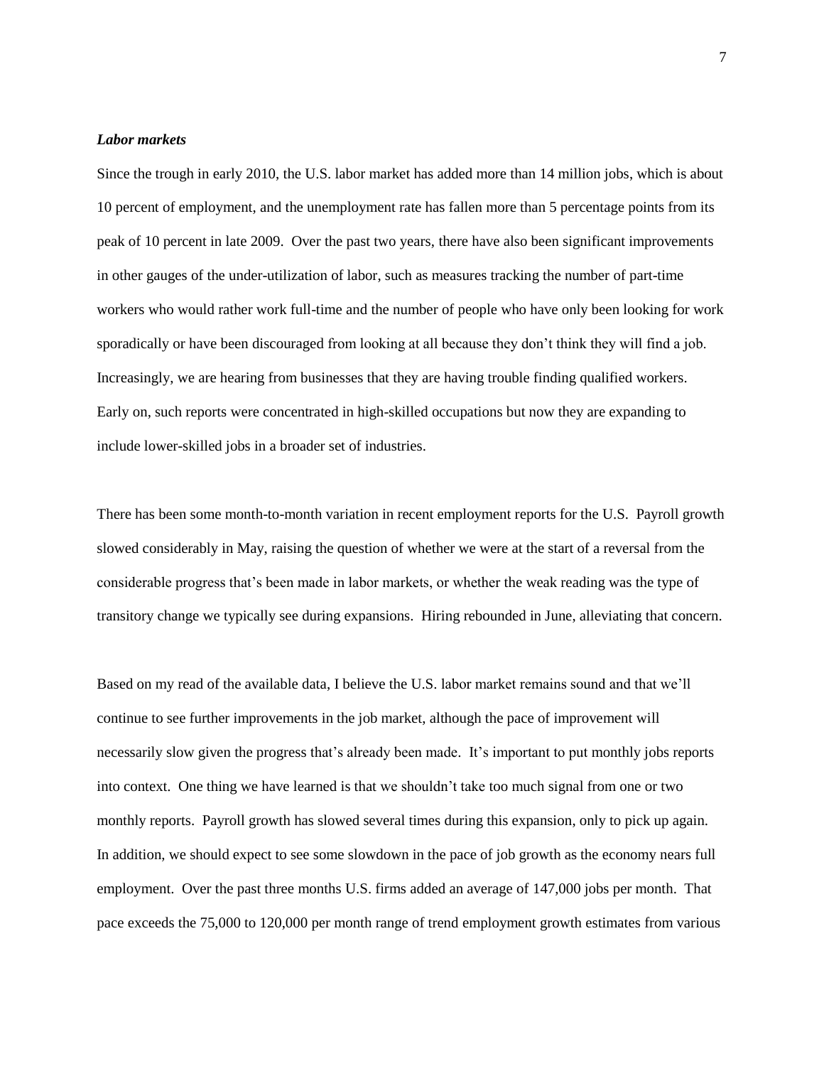***Labor markets***

Since the trough in early 2010, the U.S. labor market has added more than 14 million jobs, which is about 10 percent of employment, and the unemployment rate has fallen more than 5 percentage points from its peak of 10 percent in late 2009. Over the past two years, there have also been significant improvements in other gauges of the under-utilization of labor, such as measures tracking the number of part-time workers who would rather work full-time and the number of people who have only been looking for work sporadically or have been discouraged from looking at all because they don't think they will find a job. Increasingly, we are hearing from businesses that they are having trouble finding qualified workers. Early on, such reports were concentrated in high-skilled occupations but now they are expanding to include lower-skilled jobs in a broader set of industries.

There has been some month-to-month variation in recent employment reports for the U.S. Payroll growth slowed considerably in May, raising the question of whether we were at the start of a reversal from the considerable progress that's been made in labor markets, or whether the weak reading was the type of transitory change we typically see during expansions. Hiring rebounded in June, alleviating that concern.

Based on my read of the available data, I believe the U.S. labor market remains sound and that we'll continue to see further improvements in the job market, although the pace of improvement will necessarily slow given the progress that's already been made. It's important to put monthly jobs reports into context. One thing we have learned is that we shouldn't take too much signal from one or two monthly reports. Payroll growth has slowed several times during this expansion, only to pick up again. In addition, we should expect to see some slowdown in the pace of job growth as the economy nears full employment. Over the past three months U.S. firms added an average of 147,000 jobs per month. That pace exceeds the 75,000 to 120,000 per month range of trend employment growth estimates from various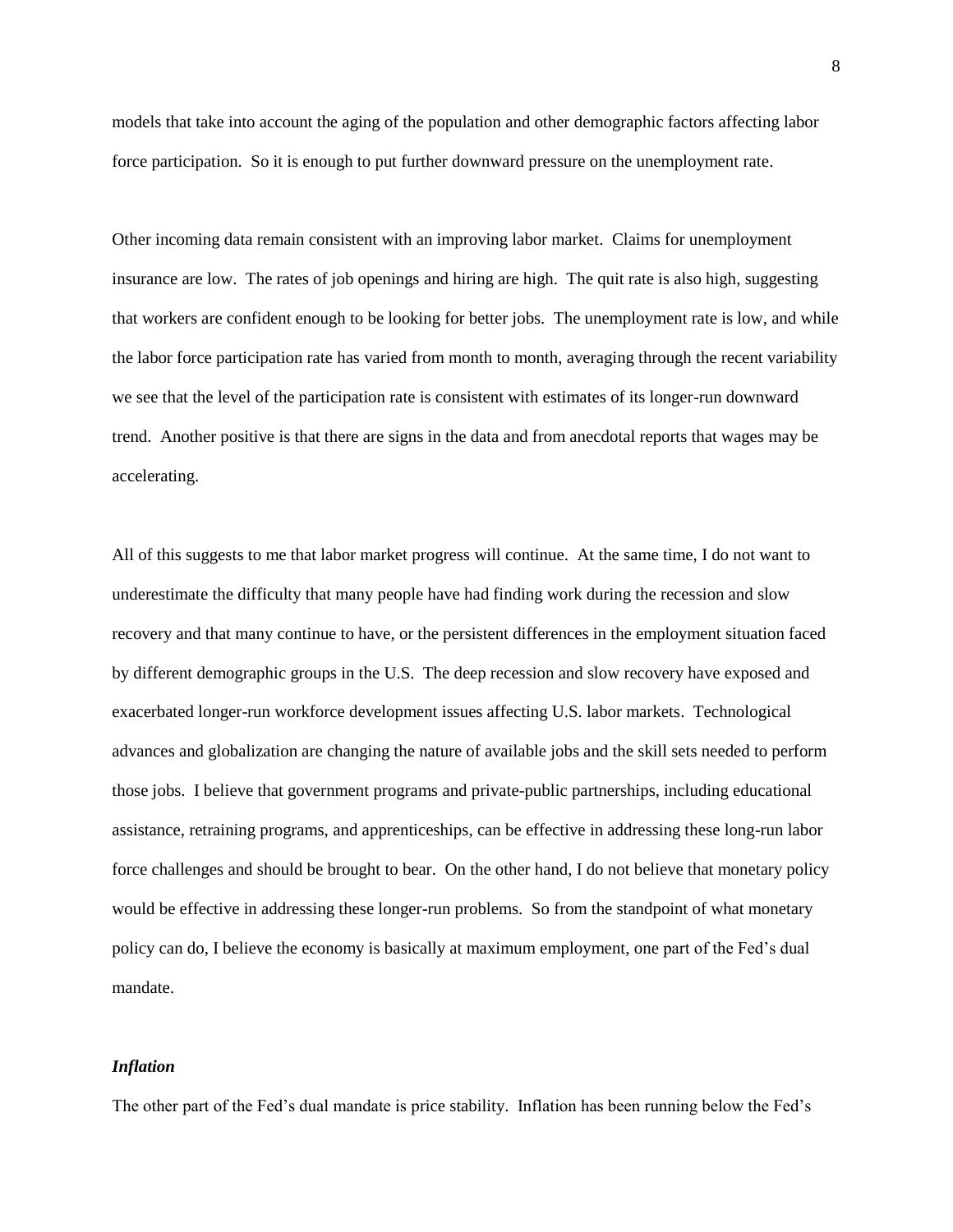models that take into account the aging of the population and other demographic factors affecting labor force participation. So it is enough to put further downward pressure on the unemployment rate.

Other incoming data remain consistent with an improving labor market. Claims for unemployment insurance are low. The rates of job openings and hiring are high. The quit rate is also high, suggesting that workers are confident enough to be looking for better jobs. The unemployment rate is low, and while the labor force participation rate has varied from month to month, averaging through the recent variability we see that the level of the participation rate is consistent with estimates of its longer-run downward trend. Another positive is that there are signs in the data and from anecdotal reports that wages may be accelerating.

All of this suggests to me that labor market progress will continue. At the same time, I do not want to underestimate the difficulty that many people have had finding work during the recession and slow recovery and that many continue to have, or the persistent differences in the employment situation faced by different demographic groups in the U.S. The deep recession and slow recovery have exposed and exacerbated longer-run workforce development issues affecting U.S. labor markets. Technological advances and globalization are changing the nature of available jobs and the skill sets needed to perform those jobs. I believe that government programs and private-public partnerships, including educational assistance, retraining programs, and apprenticeships, can be effective in addressing these long-run labor force challenges and should be brought to bear. On the other hand, I do not believe that monetary policy would be effective in addressing these longer-run problems. So from the standpoint of what monetary policy can do, I believe the economy is basically at maximum employment, one part of the Fed's dual mandate.

### *Inflation*

The other part of the Fed's dual mandate is price stability. Inflation has been running below the Fed's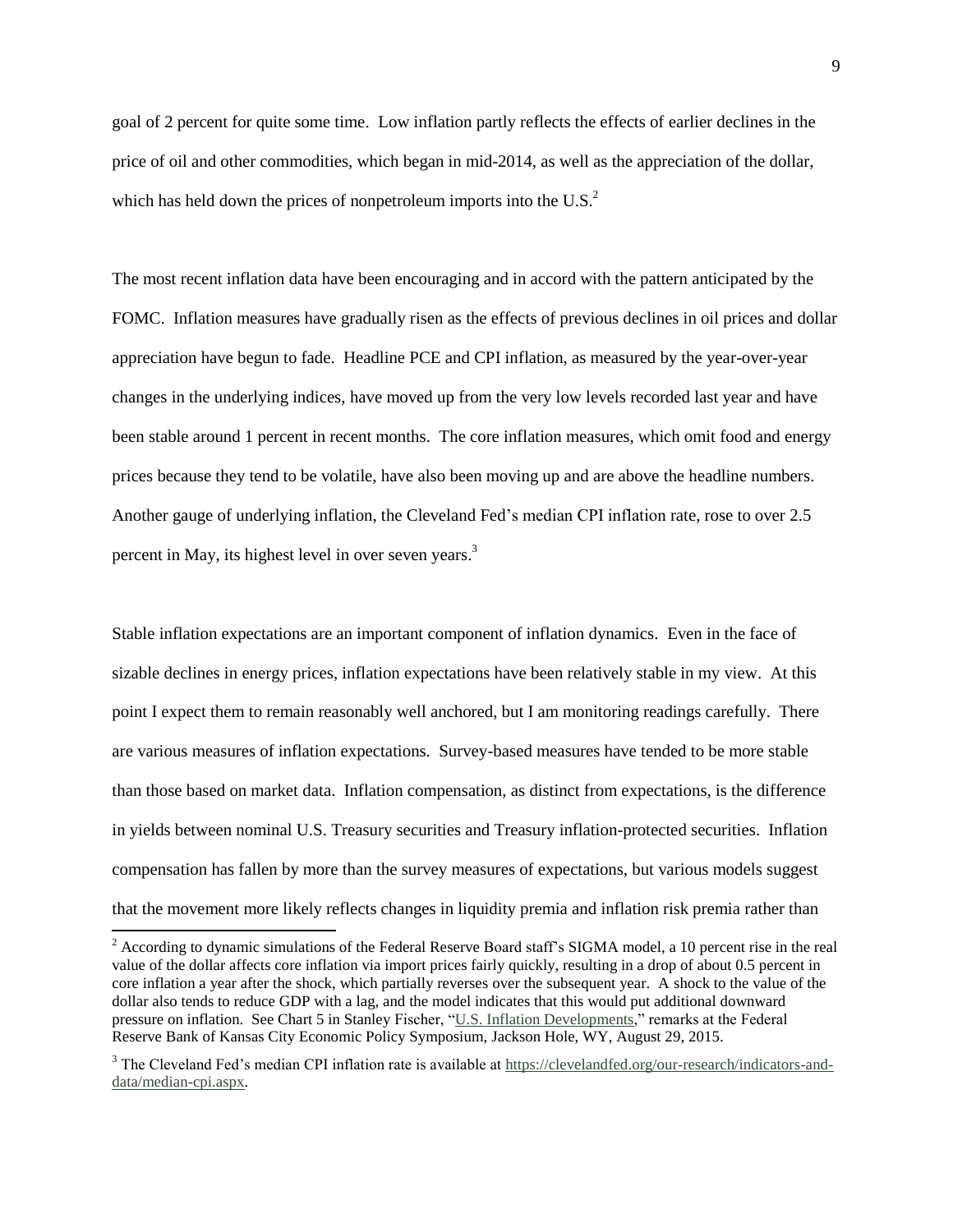goal of 2 percent for quite some time. Low inflation partly reflects the effects of earlier declines in the price of oil and other commodities, which began in mid-2014, as well as the appreciation of the dollar, which has held down the prices of nonpetroleum imports into the U.S.[2]

The most recent inflation data have been encouraging and in accord with the pattern anticipated by the FOMC. Inflation measures have gradually risen as the effects of previous declines in oil prices and dollar appreciation have begun to fade. Headline PCE and CPI inflation, as measured by the year-over-year changes in the underlying indices, have moved up from the very low levels recorded last year and have been stable around 1 percent in recent months. The core inflation measures, which omit food and energy prices because they tend to be volatile, have also been moving up and are above the headline numbers. Another gauge of underlying inflation, the Cleveland Fed's median CPI inflation rate, rose to over 2.5 percent in May, its highest level in over seven years.[3]

Stable inflation expectations are an important component of inflation dynamics. Even in the face of sizable declines in energy prices, inflation expectations have been relatively stable in my view. At this point I expect them to remain reasonably well anchored, but I am monitoring readings carefully. There are various measures of inflation expectations. Survey-based measures have tended to be more stable than those based on market data. Inflation compensation, as distinct from expectations, is the difference in yields between nominal U.S. Treasury securities and Treasury inflation-protected securities. Inflation compensation has fallen by more than the survey measures of expectations, but various models suggest that the movement more likely reflects changes in liquidity premia and inflation risk premia rather than

---

[2] According to dynamic simulations of the Federal Reserve Board staff's SIGMA model, a 10 percent rise in the real value of the dollar affects core inflation via import prices fairly quickly, resulting in a drop of about 0.5 percent in core inflation a year after the shock, which partially reverses over the subsequent year. A shock to the value of the dollar also tends to reduce GDP with a lag, and the model indicates that this would put additional downward pressure on inflation. See Chart 5 in Stanley Fischer, "U.S. Inflation Developments," remarks at the Federal Reserve Bank of Kansas City Economic Policy Symposium, Jackson Hole, WY, August 29, 2015.

[3] The Cleveland Fed's median CPI inflation rate is available at https://clevelandfed.org/our-research/indicators-and-data/median-cpi.aspx.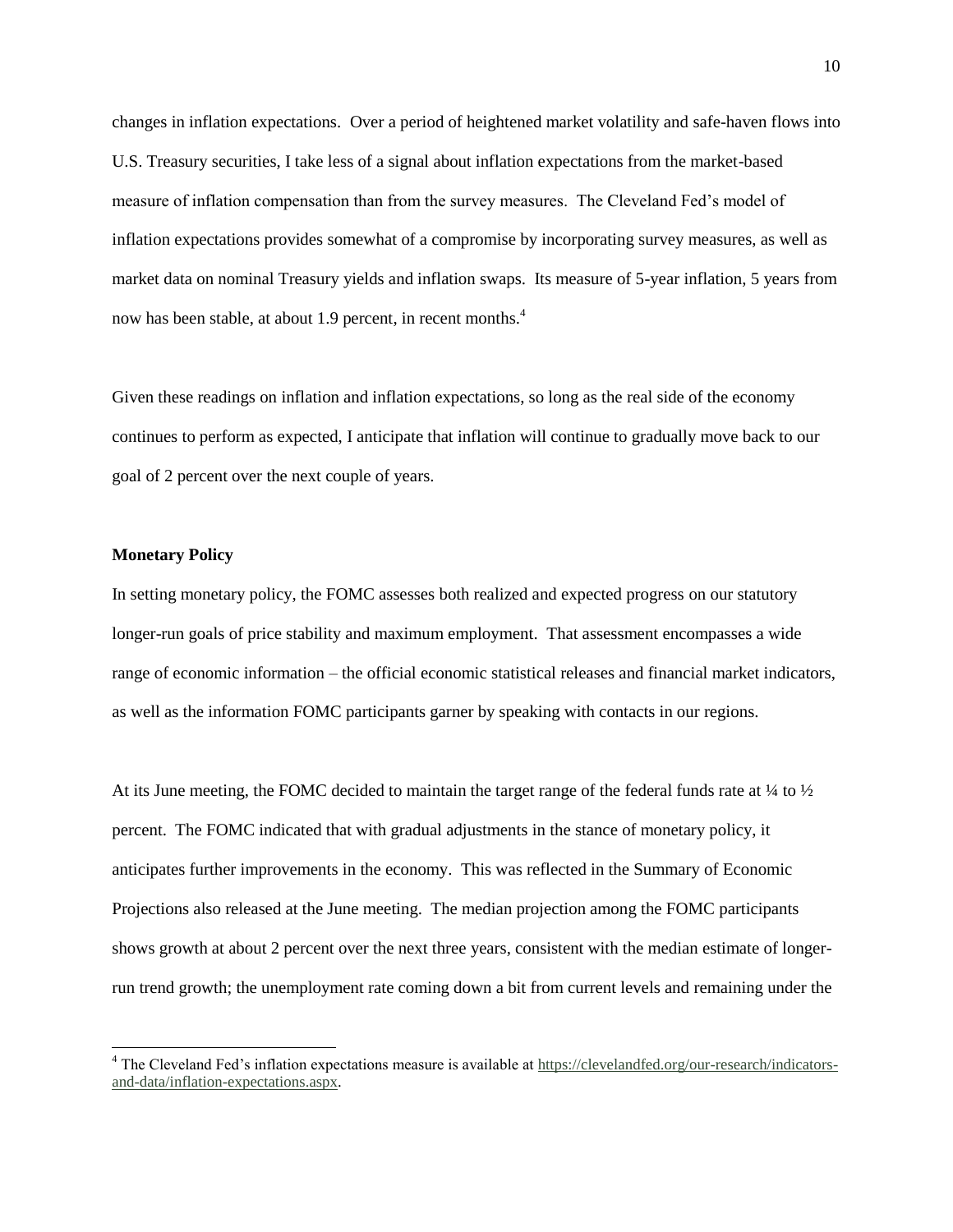changes in inflation expectations. Over a period of heightened market volatility and safe-haven flows into U.S. Treasury securities, I take less of a signal about inflation expectations from the market-based measure of inflation compensation than from the survey measures. The Cleveland Fed's model of inflation expectations provides somewhat of a compromise by incorporating survey measures, as well as market data on nominal Treasury yields and inflation swaps. Its measure of 5-year inflation, 5 years from now has been stable, at about 1.9 percent, in recent months.[4]

Given these readings on inflation and inflation expectations, so long as the real side of the economy continues to perform as expected, I anticipate that inflation will continue to gradually move back to our goal of 2 percent over the next couple of years.

**Monetary Policy**

In setting monetary policy, the FOMC assesses both realized and expected progress on our statutory longer-run goals of price stability and maximum employment. That assessment encompasses a wide range of economic information – the official economic statistical releases and financial market indicators, as well as the information FOMC participants garner by speaking with contacts in our regions.

At its June meeting, the FOMC decided to maintain the target range of the federal funds rate at ¼ to ½ percent. The FOMC indicated that with gradual adjustments in the stance of monetary policy, it anticipates further improvements in the economy. This was reflected in the Summary of Economic Projections also released at the June meeting. The median projection among the FOMC participants shows growth at about 2 percent over the next three years, consistent with the median estimate of longer-run trend growth; the unemployment rate coming down a bit from current levels and remaining under the

[4] The Cleveland Fed's inflation expectations measure is available at https://clevelandfed.org/our-research/indicators-and-data/inflation-expectations.aspx.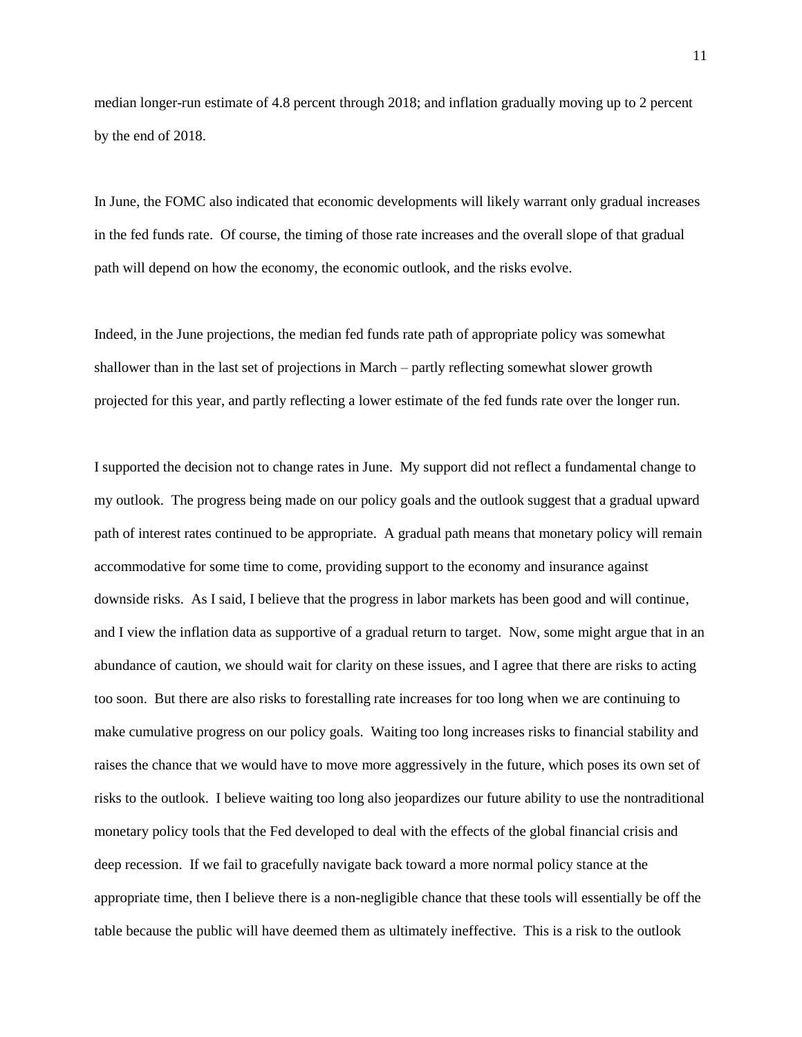median longer-run estimate of 4.8 percent through 2018; and inflation gradually moving up to 2 percent by the end of 2018.

In June, the FOMC also indicated that economic developments will likely warrant only gradual increases in the fed funds rate. Of course, the timing of those rate increases and the overall slope of that gradual path will depend on how the economy, the economic outlook, and the risks evolve.

Indeed, in the June projections, the median fed funds rate path of appropriate policy was somewhat shallower than in the last set of projections in March – partly reflecting somewhat slower growth projected for this year, and partly reflecting a lower estimate of the fed funds rate over the longer run.

I supported the decision not to change rates in June. My support did not reflect a fundamental change to my outlook. The progress being made on our policy goals and the outlook suggest that a gradual upward path of interest rates continued to be appropriate. A gradual path means that monetary policy will remain accommodative for some time to come, providing support to the economy and insurance against downside risks. As I said, I believe that the progress in labor markets has been good and will continue, and I view the inflation data as supportive of a gradual return to target. Now, some might argue that in an abundance of caution, we should wait for clarity on these issues, and I agree that there are risks to acting too soon. But there are also risks to forestalling rate increases for too long when we are continuing to make cumulative progress on our policy goals. Waiting too long increases risks to financial stability and raises the chance that we would have to move more aggressively in the future, which poses its own set of risks to the outlook. I believe waiting too long also jeopardizes our future ability to use the nontraditional monetary policy tools that the Fed developed to deal with the effects of the global financial crisis and deep recession. If we fail to gracefully navigate back toward a more normal policy stance at the appropriate time, then I believe there is a non-negligible chance that these tools will essentially be off the table because the public will have deemed them as ultimately ineffective. This is a risk to the outlook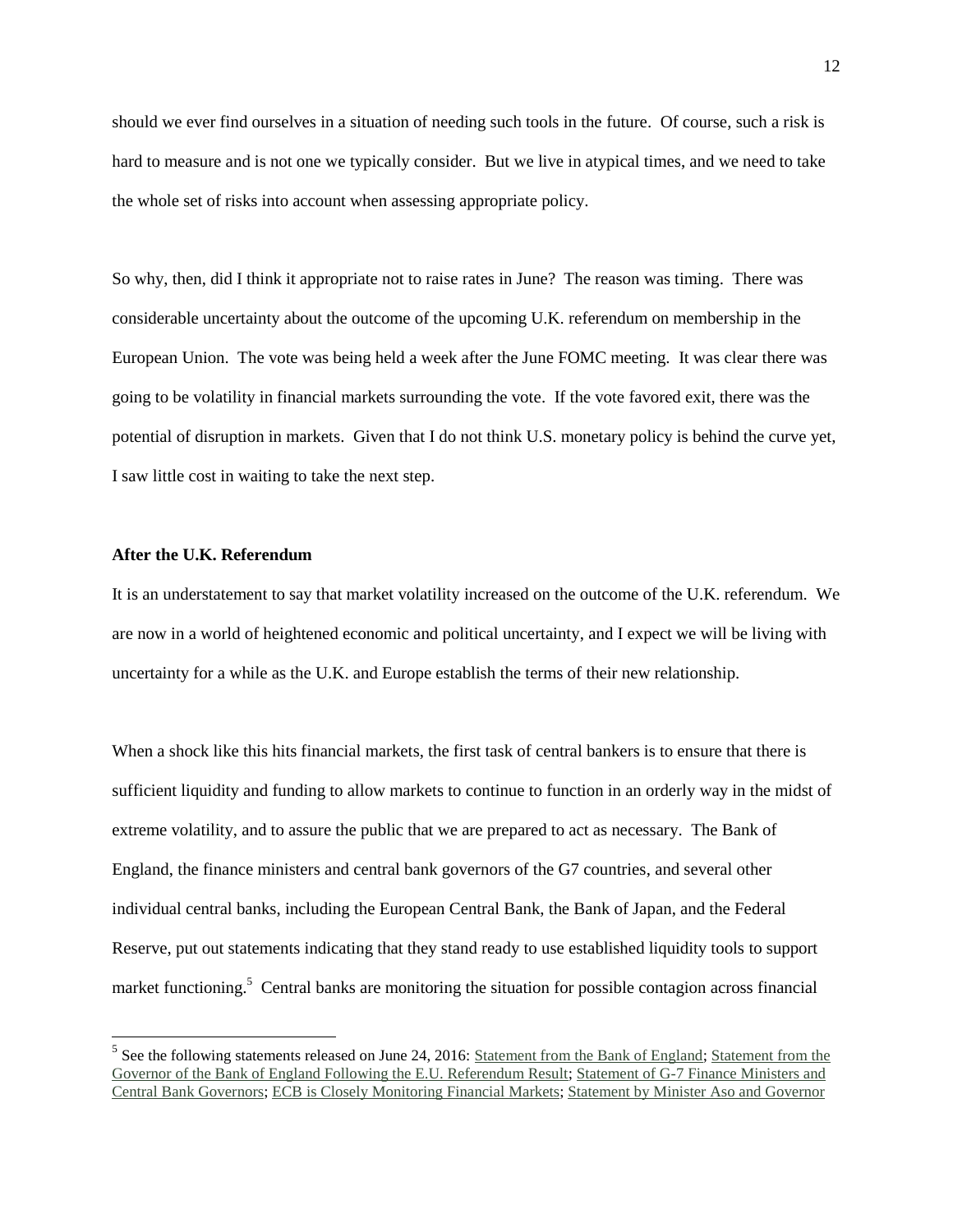should we ever find ourselves in a situation of needing such tools in the future. Of course, such a risk is hard to measure and is not one we typically consider. But we live in atypical times, and we need to take the whole set of risks into account when assessing appropriate policy.

So why, then, did I think it appropriate not to raise rates in June? The reason was timing. There was considerable uncertainty about the outcome of the upcoming U.K. referendum on membership in the European Union. The vote was being held a week after the June FOMC meeting. It was clear there was going to be volatility in financial markets surrounding the vote. If the vote favored exit, there was the potential of disruption in markets. Given that I do not think U.S. monetary policy is behind the curve yet, I saw little cost in waiting to take the next step.

**After the U.K. Referendum**

It is an understatement to say that market volatility increased on the outcome of the U.K. referendum. We are now in a world of heightened economic and political uncertainty, and I expect we will be living with uncertainty for a while as the U.K. and Europe establish the terms of their new relationship.

When a shock like this hits financial markets, the first task of central bankers is to ensure that there is sufficient liquidity and funding to allow markets to continue to function in an orderly way in the midst of extreme volatility, and to assure the public that we are prepared to act as necessary. The Bank of England, the finance ministers and central bank governors of the G7 countries, and several other individual central banks, including the European Central Bank, the Bank of Japan, and the Federal Reserve, put out statements indicating that they stand ready to use established liquidity tools to support market functioning.[5] Central banks are monitoring the situation for possible contagion across financial

[5] See the following statements released on June 24, 2016: Statement from the Bank of England; Statement from the Governor of the Bank of England Following the E.U. Referendum Result; Statement of G-7 Finance Ministers and Central Bank Governors; ECB is Closely Monitoring Financial Markets; Statement by Minister Aso and Governor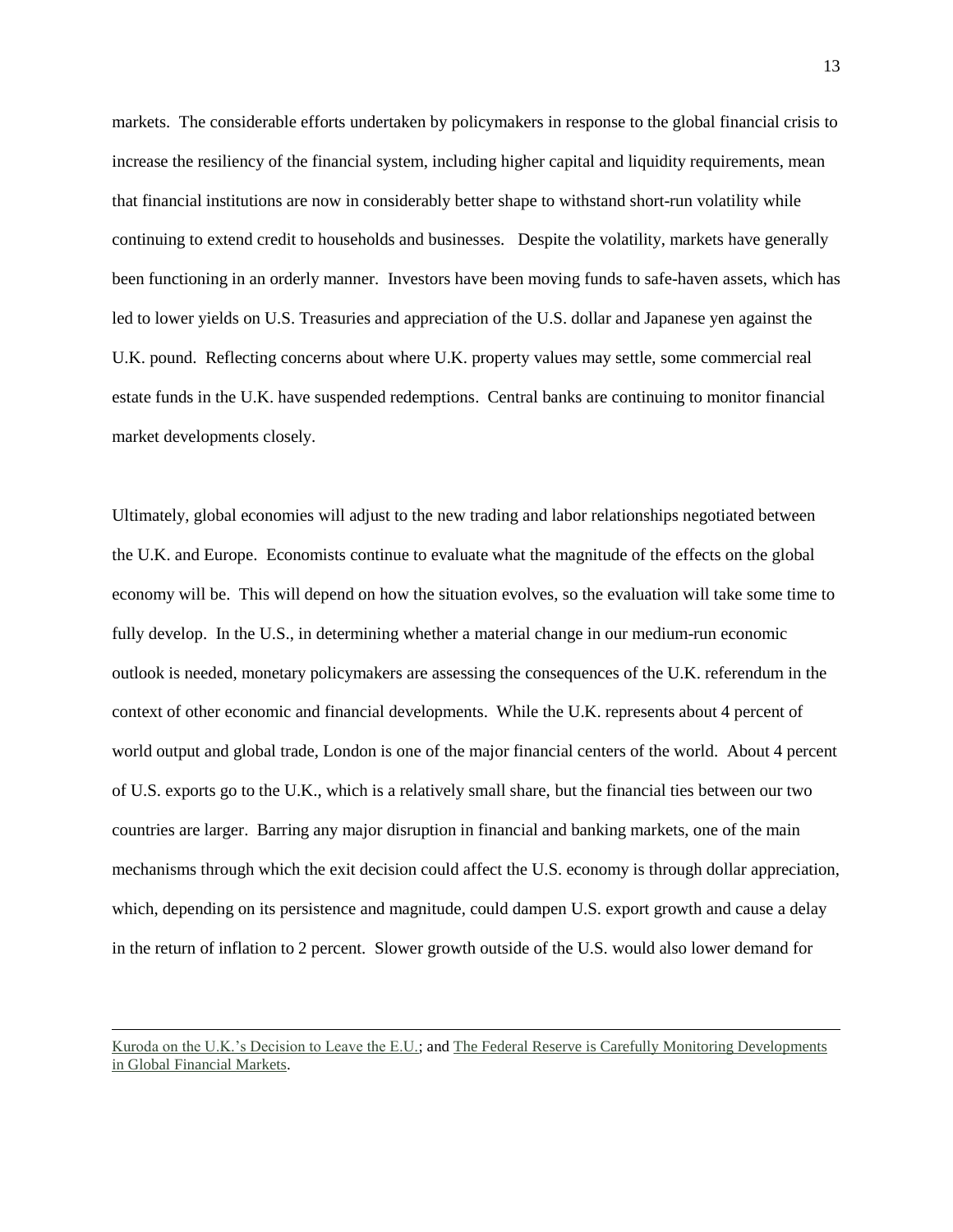markets. The considerable efforts undertaken by policymakers in response to the global financial crisis to increase the resiliency of the financial system, including higher capital and liquidity requirements, mean that financial institutions are now in considerably better shape to withstand short-run volatility while continuing to extend credit to households and businesses. Despite the volatility, markets have generally been functioning in an orderly manner. Investors have been moving funds to safe-haven assets, which has led to lower yields on U.S. Treasuries and appreciation of the U.S. dollar and Japanese yen against the U.K. pound. Reflecting concerns about where U.K. property values may settle, some commercial real estate funds in the U.K. have suspended redemptions. Central banks are continuing to monitor financial market developments closely.

Ultimately, global economies will adjust to the new trading and labor relationships negotiated between the U.K. and Europe. Economists continue to evaluate what the magnitude of the effects on the global economy will be. This will depend on how the situation evolves, so the evaluation will take some time to fully develop. In the U.S., in determining whether a material change in our medium-run economic outlook is needed, monetary policymakers are assessing the consequences of the U.K. referendum in the context of other economic and financial developments. While the U.K. represents about 4 percent of world output and global trade, London is one of the major financial centers of the world. About 4 percent of U.S. exports go to the U.K., which is a relatively small share, but the financial ties between our two countries are larger. Barring any major disruption in financial and banking markets, one of the main mechanisms through which the exit decision could affect the U.S. economy is through dollar appreciation, which, depending on its persistence and magnitude, could dampen U.S. export growth and cause a delay in the return of inflation to 2 percent. Slower growth outside of the U.S. would also lower demand for

---

Kuroda on the U.K.'s Decision to Leave the E.U.; and The Federal Reserve is Carefully Monitoring Developments in Global Financial Markets.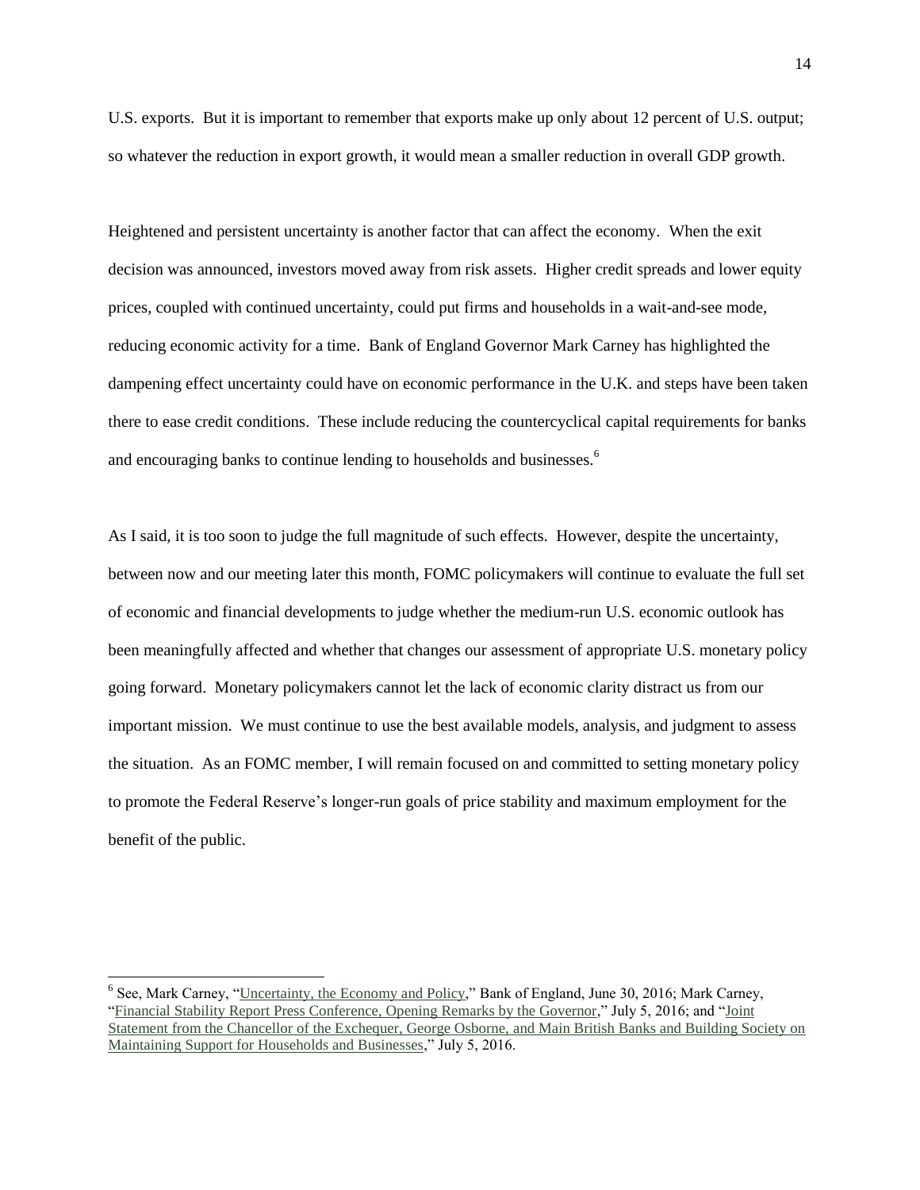U.S. exports. But it is important to remember that exports make up only about 12 percent of U.S. output; so whatever the reduction in export growth, it would mean a smaller reduction in overall GDP growth.

Heightened and persistent uncertainty is another factor that can affect the economy. When the exit decision was announced, investors moved away from risk assets. Higher credit spreads and lower equity prices, coupled with continued uncertainty, could put firms and households in a wait-and-see mode, reducing economic activity for a time. Bank of England Governor Mark Carney has highlighted the dampening effect uncertainty could have on economic performance in the U.K. and steps have been taken there to ease credit conditions. These include reducing the countercyclical capital requirements for banks and encouraging banks to continue lending to households and businesses.[6]

As I said, it is too soon to judge the full magnitude of such effects. However, despite the uncertainty, between now and our meeting later this month, FOMC policymakers will continue to evaluate the full set of economic and financial developments to judge whether the medium-run U.S. economic outlook has been meaningfully affected and whether that changes our assessment of appropriate U.S. monetary policy going forward. Monetary policymakers cannot let the lack of economic clarity distract us from our important mission. We must continue to use the best available models, analysis, and judgment to assess the situation. As an FOMC member, I will remain focused on and committed to setting monetary policy to promote the Federal Reserve's longer-run goals of price stability and maximum employment for the benefit of the public.

---

[6] See, Mark Carney, "Uncertainty, the Economy and Policy," Bank of England, June 30, 2016; Mark Carney, "Financial Stability Report Press Conference, Opening Remarks by the Governor," July 5, 2016; and "Joint Statement from the Chancellor of the Exchequer, George Osborne, and Main British Banks and Building Society on Maintaining Support for Households and Businesses," July 5, 2016.